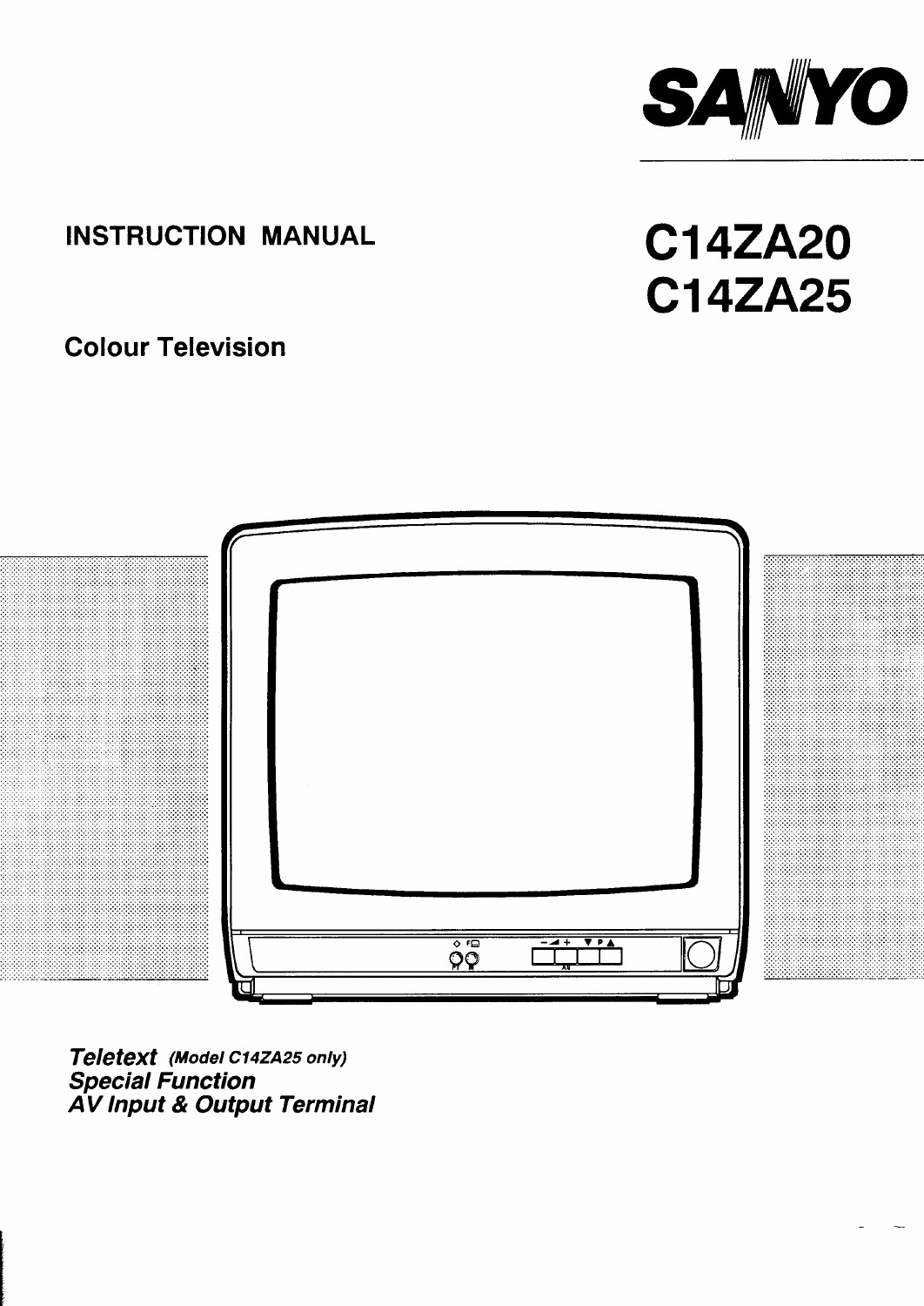SANYO

# INSTRUCTION MANUAL

# C14ZA20
# C14ZA25

## Colour Television

***Teletext*** *(Model C14ZA25 only)*
***Special Function***
***AV Input & Output Terminal***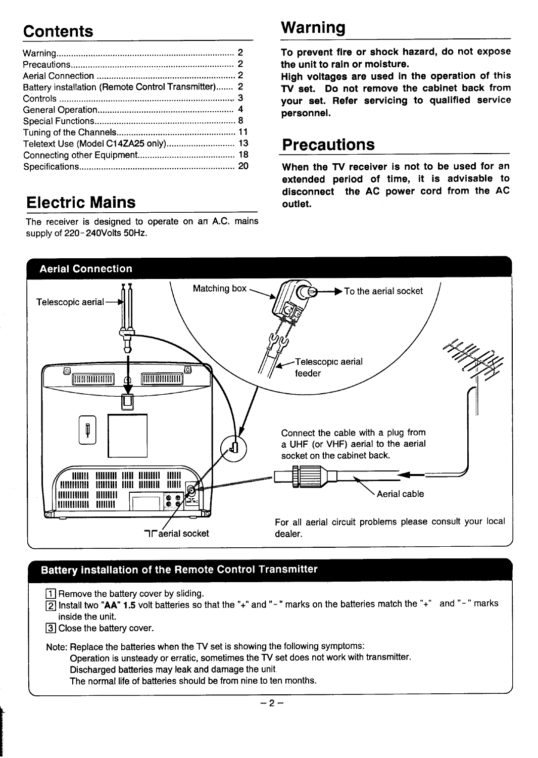## Contents

| | |
|---|---|
| Warning | 2 |
| Precautions | 2 |
| Aerial Connection | 2 |
| Battery installation (Remote Control Transmitter) | 2 |
| Controls | 3 |
| General Operation | 4 |
| Special Functions | 8 |
| Tuning of the Channels | 11 |
| Teletext Use (Model C14ZA25 only) | 13 |
| Connecting other Equipment | 18 |
| Specifications | 20 |

## Electric Mains

The receiver is designed to operate on an A.C. mains supply of 220-240Volts 50Hz.

## Warning

**To prevent fire or shock hazard, do not expose the unit to rain or moisture.**
**High voltages are used in the operation of this TV set. Do not remove the cabinet back from your set. Refer servicing to qualified service personnel.**

## Precautions

**When the TV receiver is not to be used for an extended period of time, it is advisable to disconnect the AC power cord from the AC outlet.**

## Aerial Connection

Telescopic aerial

Matching box → To the aerial socket

Telescopic aerial feeder

Connect the cable with a plug from a UHF (or VHF) aerial to the aerial socket on the cabinet back.

Aerial cable

aerial socket

For all aerial circuit problems please consult your local dealer.

## Battery installation of the Remote Control Transmitter

1. Remove the battery cover by sliding.
2. Install two **"AA" 1.5** volt batteries so that the "+" and "-" marks on the batteries match the "+" and "-" marks inside the unit.
3. Close the battery cover.

Note: Replace the batteries when the TV set is showing the following symptoms:
Operation is unsteady or erratic, sometimes the TV set does not work with transmitter.
Discharged batteries may leak and damage the unit.
The normal life of batteries should be from nine to ten months.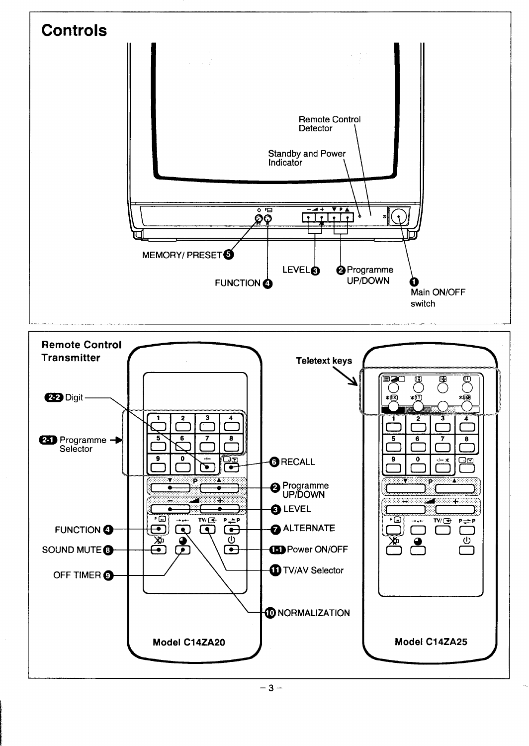# Controls

Remote Control Detector

Standby and Power Indicator

MEMORY/ PRESET ❺

FUNCTION ❹

LEVEL ❸

❷ Programme UP/DOWN

❶ Main ON/OFF switch

## Remote Control Transmitter

2-2 Digit

2-1 Programme Selector

❻ RECALL

❷ Programme UP/DOWN

❸ LEVEL

FUNCTION ❹

❼ ALTERNATE

SOUND MUTE ❽

1-1 Power ON/OFF

OFF TIMER ❾

⓫ TV/AV Selector

❿ NORMALIZATION

**Model C14ZA20**

**Teletext keys**

**Model C14ZA25**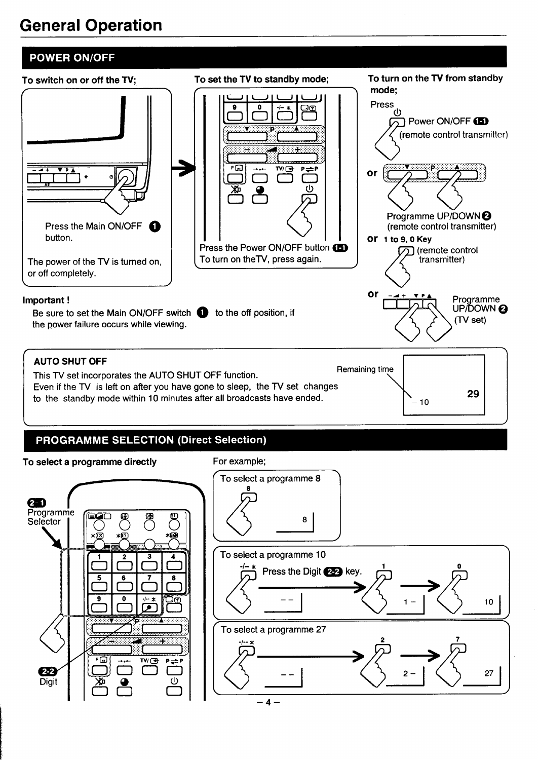# General Operation

## POWER ON/OFF

**To switch on or off the TV;**

Press the Main ON/OFF ❶ button.

The power of the TV is turned on, or off completely.

**To set the TV to standby mode;**

Press the Power ON/OFF button 1-1
To turn on theTV, press again.

**To turn on the TV from standby mode;**

Press Power ON/OFF 1-1 (remote control transmitter)

or Programme UP/DOWN ❷ (remote control transmitter)

or 1 to 9, 0 Key (remote control transmitter)

or Programme UP/DOWN ❷ (TV set)

**Important !**
Be sure to set the Main ON/OFF switch ❶ to the off position, if the power failure occurs while viewing.

**AUTO SHUT OFF**

This TV set incorporates the AUTO SHUT OFF function.
Even if the TV is left on after you have gone to sleep, the TV set changes to the standby mode within 10 minutes after all broadcasts have ended.

Remaining time – 10 29

## PROGRAMME SELECTION (Direct Selection)

**To select a programme directly**

2-1 Programme Selector

2-2 Digit

For example;

To select a programme 8

8 → 8

To select a programme 10

-/-- * Press the Digit 2-2 key. → -- → 1 → 1 - → 0 → 10

To select a programme 27

-/-- * → -- → 2 → 2 - → 7 → 27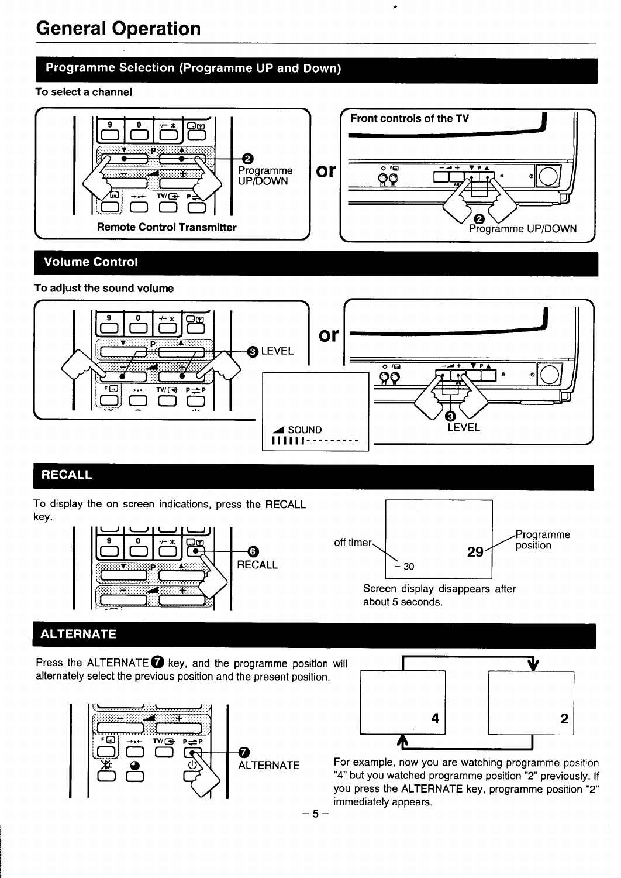# General Operation

## Programme Selection (Programme UP and Down)

**To select a channel**

❷ Programme UP/DOWN

**Remote Control Transmitter**

or

**Front controls of the TV**

❷ Programme UP/DOWN

## Volume Control

**To adjust the sound volume**

❸ LEVEL

or

SOUND
IIIIII---------

❸ LEVEL

## RECALL

To display the on screen indications, press the RECALL key.

❻ RECALL

off timer – 30

29 Programme position

Screen display disappears after about 5 seconds.

## ALTERNATE

Press the ALTERNATE ❼ key, and the programme position will alternately select the previous position and the present position.

❼ ALTERNATE

For example, now you are watching programme position "4" but you watched programme position "2" previously. If you press the ALTERNATE key, programme position "2" immediately appears.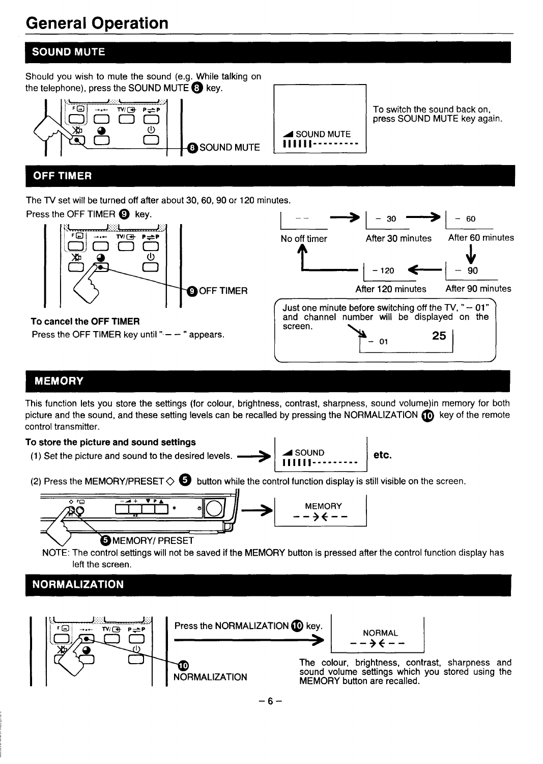# General Operation

## SOUND MUTE

Should you wish to mute the sound (e.g. While talking on the telephone), press the SOUND MUTE ❽ key.

❽ SOUND MUTE

SOUND MUTE
IIIIII---------

To switch the sound back on, press SOUND MUTE key again.

## OFF TIMER

The TV set will be turned off after about 30, 60, 90 or 120 minutes.

Press the OFF TIMER ❾ key.

❾ OFF TIMER

-- → - 30 → - 60 → - 90 → - 120 → --

No off timer, After 30 minutes, After 60 minutes, After 90 minutes, After 120 minutes

**To cancel the OFF TIMER**

Press the OFF TIMER key until "— —" appears.

Just one minute before switching off the TV, "– 01" and channel number will be displayed on the screen.

- 01 25

## MEMORY

This function lets you store the settings (for colour, brightness, contrast, sharpness, sound volume)in memory for both picture and the sound, and these setting levels can be recalled by pressing the NORMALIZATION ❿ key of the remote control transmitter.

**To store the picture and sound settings**

(1) Set the picture and sound to the desired levels. → SOUND IIIIII--------- etc.

(2) Press the MEMORY/PRESET ◇ ❺ button while the control function display is still visible on the screen.

❺ MEMORY/ PRESET

MEMORY
-- →← --

NOTE: The control settings will not be saved if the MEMORY button is pressed after the control function display has left the screen.

## NORMALIZATION

Press the NORMALIZATION ❿ key.

❿ NORMALIZATION

NORMAL
-- →← --

The colour, brightness, contrast, sharpness and sound volume settings which you stored using the MEMORY button are recalled.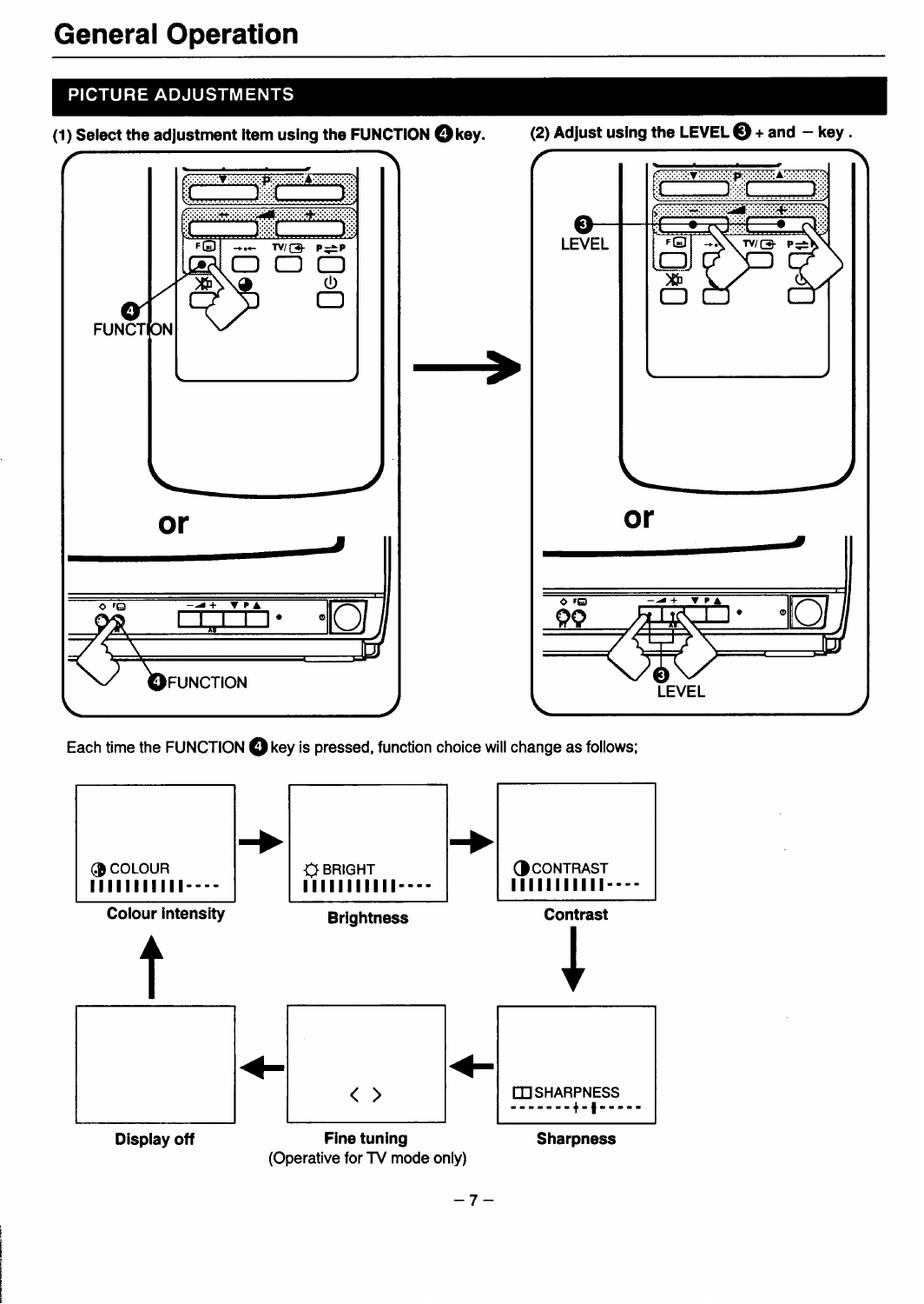## General Operation

### PICTURE ADJUSTMENTS

**(1) Select the adjustment item using the FUNCTION ④ key.**

FUNCTION

or

④ FUNCTION

**(2) Adjust using the LEVEL ③ + and – key.**

③ LEVEL

or

③ LEVEL

Each time the FUNCTION ④ key is pressed, function choice will change as follows;

COLOUR — **Colour intensity** → BRIGHT — **Brightness** → CONTRAST — **Contrast** → SHARPNESS — **Sharpness** → < > — **Fine tuning** (Operative for TV mode only) → **Display off** → **Colour intensity**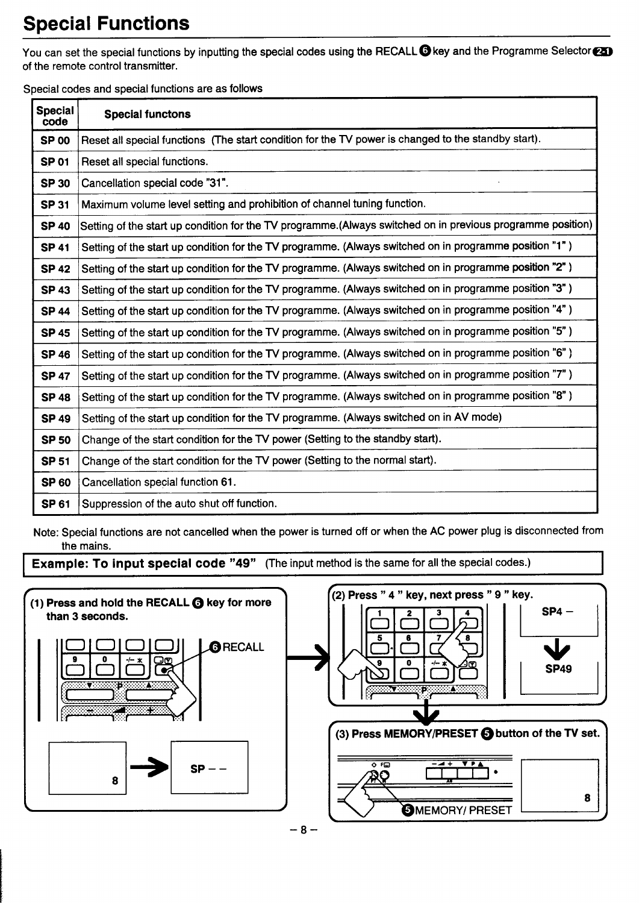# Special Functions

You can set the special functions by inputting the special codes using the RECALL ❻ key and the Programme Selector 2-1 of the remote control transmitter.

Special codes and special functions are as follows

| Special code | Special functons |
|---|---|
| SP 00 | Reset all special functions (The start condition for the TV power is changed to the standby start). |
| SP 01 | Reset all special functions. |
| SP 30 | Cancellation special code "31". |
| SP 31 | Maximum volume level setting and prohibition of channel tuning function. |
| SP 40 | Setting of the start up condition for the TV programme.(Always switched on in previous programme position) |
| SP 41 | Setting of the start up condition for the TV programme. (Always switched on in programme position "1" ) |
| SP 42 | Setting of the start up condition for the TV programme. (Always switched on in programme position "2" ) |
| SP 43 | Setting of the start up condition for the TV programme. (Always switched on in programme position "3" ) |
| SP 44 | Setting of the start up condition for the TV programme. (Always switched on in programme position "4" ) |
| SP 45 | Setting of the start up condition for the TV programme. (Always switched on in programme position "5" ) |
| SP 46 | Setting of the start up condition for the TV programme. (Always switched on in programme position "6" ) |
| SP 47 | Setting of the start up condition for the TV programme. (Always switched on in programme position "7" ) |
| SP 48 | Setting of the start up condition for the TV programme. (Always switched on in programme position "8" ) |
| SP 49 | Setting of the start up condition for the TV programme. (Always switched on in AV mode) |
| SP 50 | Change of the start condition for the TV power (Setting to the standby start). |
| SP 51 | Change of the start condition for the TV power (Setting to the normal start). |
| SP 60 | Cancellation special function 61. |
| SP 61 | Suppression of the auto shut off function. |

Note: Special functions are not cancelled when the power is turned off or when the AC power plug is disconnected from the mains.

**Example: To input special code "49"** (The input method is the same for all the special codes.)

**(1) Press and hold the RECALL ❻ key for more than 3 seconds.**

❻ RECALL

8 → SP – –

**(2) Press " 4 " key, next press " 9 " key.**

SP4 –

SP49

**(3) Press MEMORY/PRESET ❺ button of the TV set.**

❺ MEMORY/ PRESET

8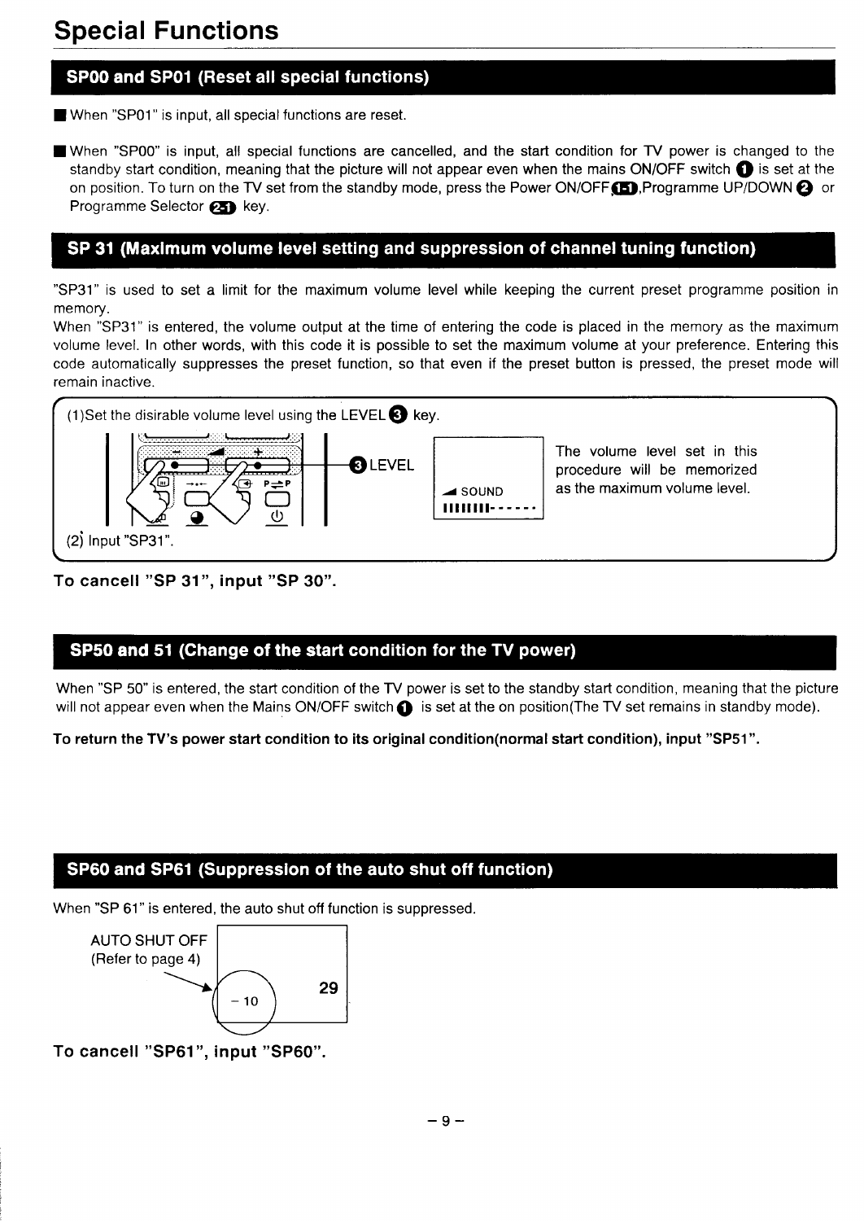# Special Functions

## SP00 and SP01 (Reset all special functions)

- When "SP01" is input, all special functions are reset.
- When "SP00" is input, all special functions are cancelled, and the start condition for TV power is changed to the standby start condition, meaning that the picture will not appear even when the mains ON/OFF switch ❶ is set at the on position. To turn on the TV set from the standby mode, press the Power ON/OFF 1-1,Programme UP/DOWN ❷ or Programme Selector 2-1 key.

## SP 31 (Maximum volume level setting and suppression of channel tuning function)

"SP31" is used to set a limit for the maximum volume level while keeping the current preset programme position in memory.
When "SP31" is entered, the volume output at the time of entering the code is placed in the memory as the maximum volume level. In other words, with this code it is possible to set the maximum volume at your preference. Entering this code automatically suppresses the preset function, so that even if the preset button is pressed, the preset mode will remain inactive.

(1)Set the disirable volume level using the LEVEL ❸ key.

❸ LEVEL

SOUND

The volume level set in this procedure will be memorized as the maximum volume level.

(2) Input "SP31".

**To cancell "SP 31", input "SP 30".**

## SP50 and 51 (Change of the start condition for the TV power)

When "SP 50" is entered, the start condition of the TV power is set to the standby start condition, meaning that the picture will not appear even when the Mains ON/OFF switch ❶ is set at the on position(The TV set remains in standby mode).

**To return the TV's power start condition to its original condition(normal start condition), input "SP51".**

## SP60 and SP61 (Suppression of the auto shut off function)

When "SP 61" is entered, the auto shut off function is suppressed.

AUTO SHUT OFF
(Refer to page 4)

- 10

29

**To cancell "SP61", input "SP60".**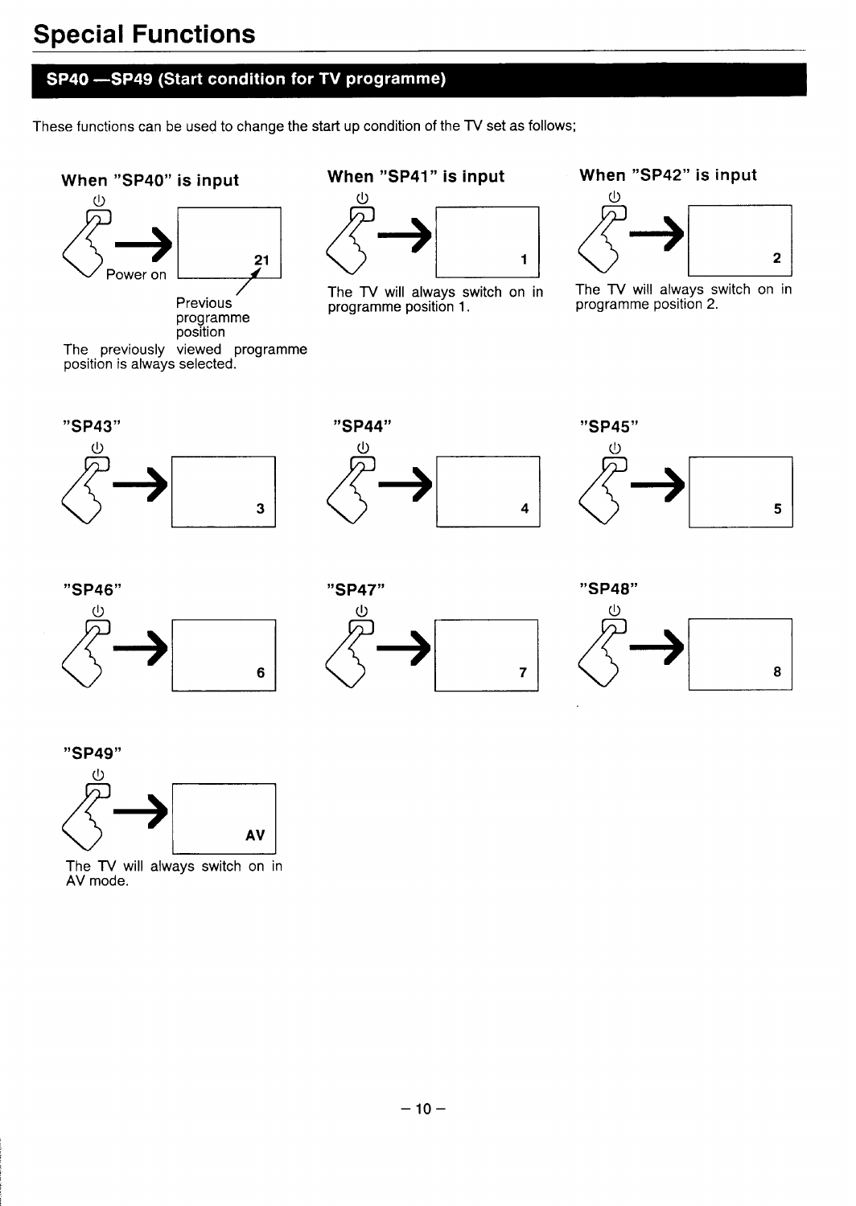# Special Functions

## SP40 —SP49 (Start condition for TV programme)

These functions can be used to change the start up condition of the TV set as follows;

### When "SP40" is input

Power on → 21

Previous programme position

The previously viewed programme position is always selected.

### When "SP41" is input

→ 1

The TV will always switch on in programme position 1.

### When "SP42" is input

→ 2

The TV will always switch on in programme position 2.

### "SP43"

→ 3

### "SP44"

→ 4

### "SP45"

→ 5

### "SP46"

→ 6

### "SP47"

→ 7

### "SP48"

→ 8

### "SP49"

→ AV

The TV will always switch on in AV mode.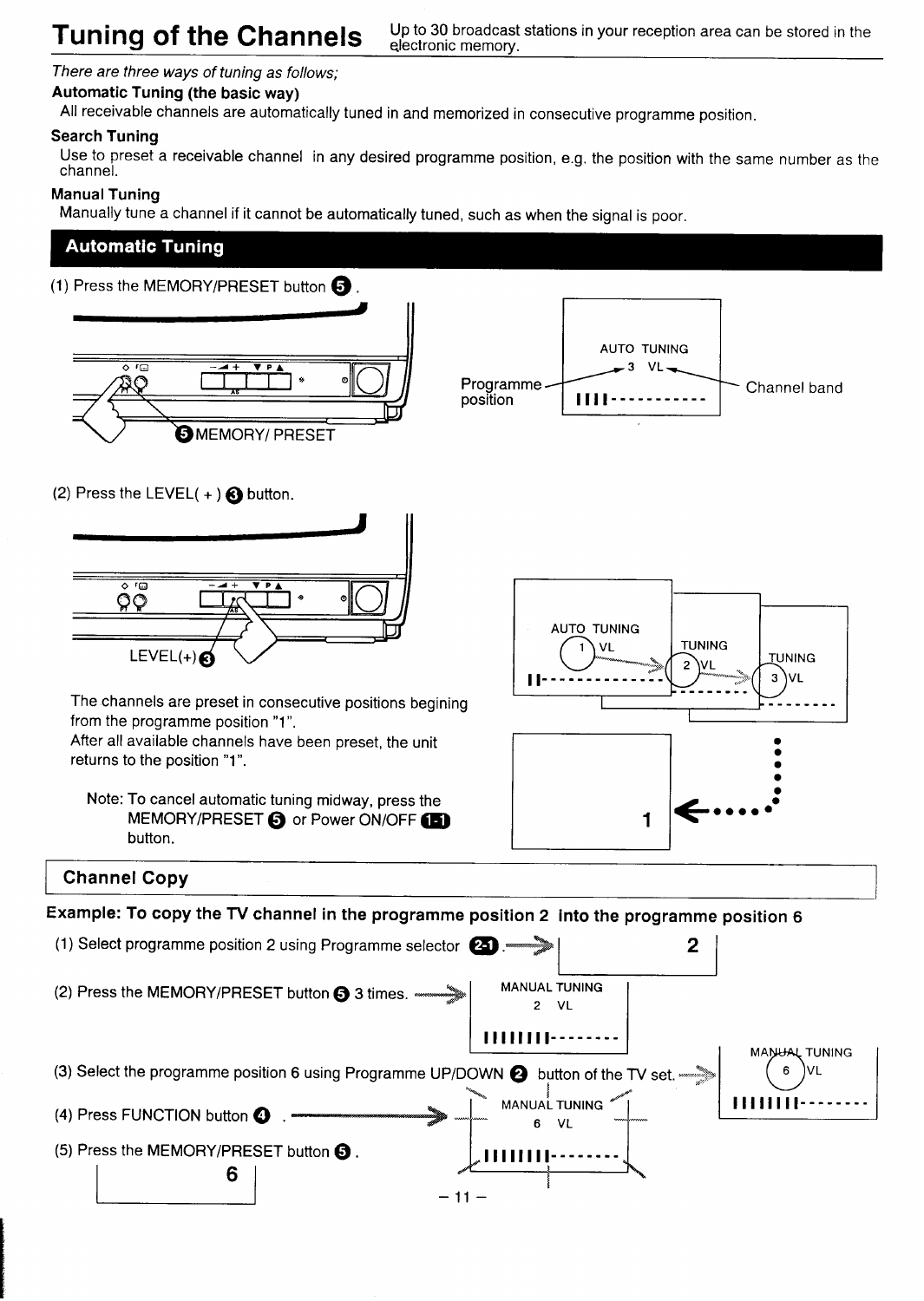# Tuning of the Channels

Up to 30 broadcast stations in your reception area can be stored in the electronic memory.

*There are three ways of tuning as follows;*

**Automatic Tuning (the basic way)**

All receivable channels are automatically tuned in and memorized in consecutive programme position.

**Search Tuning**

Use to preset a receivable channel in any desired programme position, e.g. the position with the same number as the channel.

**Manual Tuning**

Manually tune a channel if it cannot be automatically tuned, such as when the signal is poor.

## Automatic Tuning

(1) Press the MEMORY/PRESET button ❺.

❺ MEMORY/ PRESET

AUTO TUNING
3 VL
Programme position — Channel band

(2) Press the LEVEL( + ) ❸ button.

LEVEL(+) ❸

AUTO TUNING 1 VL → TUNING 2 VL → TUNING 3 VL → ... 1

The channels are preset in consecutive positions begining from the programme position "1".
After all available channels have been preset, the unit returns to the position "1".

Note: To cancel automatic tuning midway, press the MEMORY/PRESET ❺ or Power ON/OFF 1-1 button.

## Channel Copy

**Example: To copy the TV channel in the programme position 2 into the programme position 6**

(1) Select programme position 2 using Programme selector 2-1. → 2

(2) Press the MEMORY/PRESET button ❺ 3 times. → MANUAL TUNING 2 VL

(3) Select the programme position 6 using Programme UP/DOWN ❷ button of the TV set. → MANUAL TUNING 6 VL

(4) Press FUNCTION button ❹. → MANUAL TUNING 6 VL

(5) Press the MEMORY/PRESET button ❺. → 6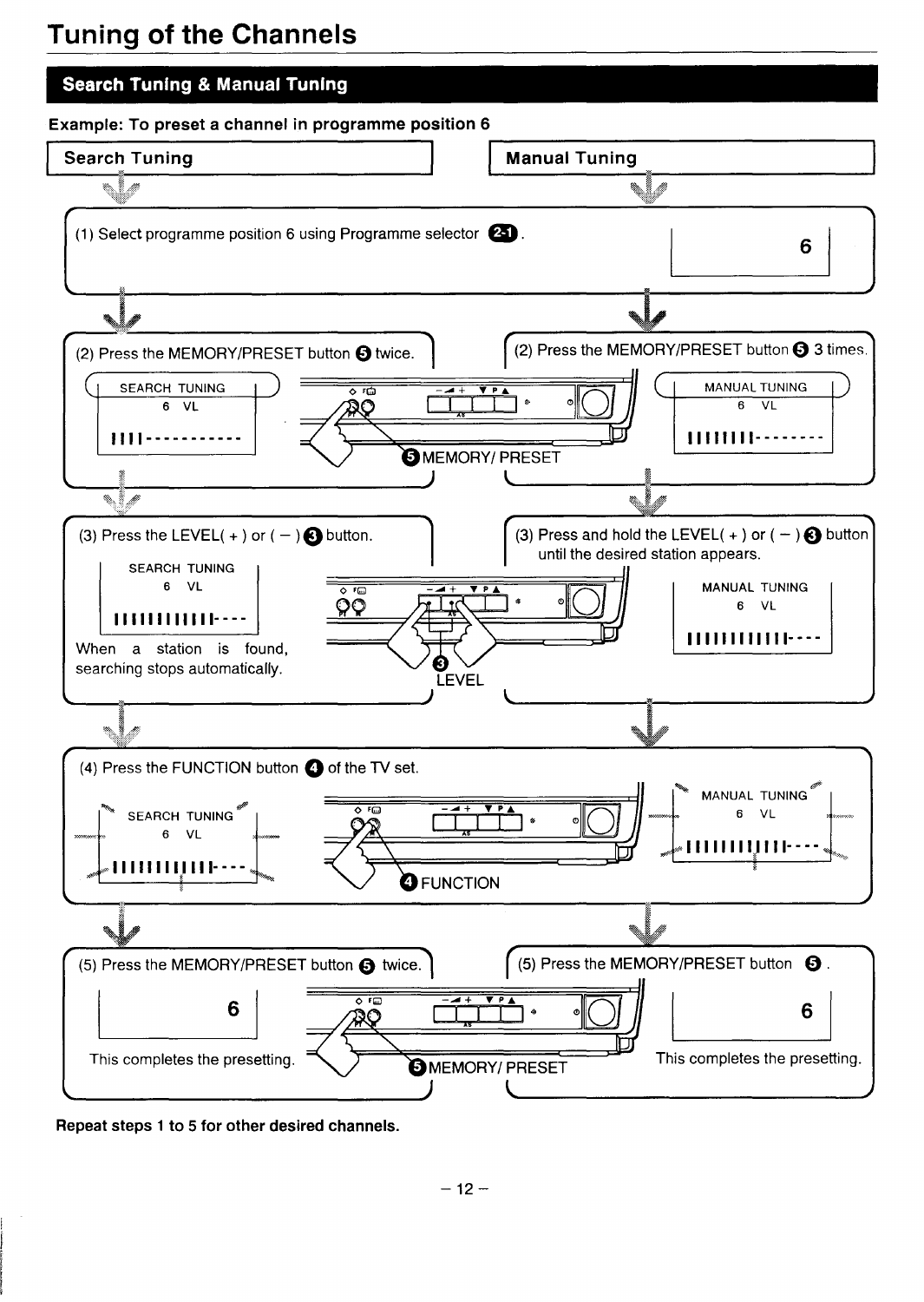# Tuning of the Channels

## Search Tuning & Manual Tuning

**Example: To preset a channel in programme position 6**

| Search Tuning | Manual Tuning |
| --- | --- |
| (1) Select programme position 6 using Programme selector 2-1. | (1) Select programme position 6 using Programme selector 2-1. |
| (2) Press the MEMORY/PRESET button 5 twice. | (2) Press the MEMORY/PRESET button 5 3 times. |
| (3) Press the LEVEL( + ) or ( − ) 3 button. When a station is found, searching stops automatically. | (3) Press and hold the LEVEL( + ) or ( − ) 3 button until the desired station appears. |
| (4) Press the FUNCTION button 4 of the TV set. | (4) Press the FUNCTION button 4 of the TV set. |
| (5) Press the MEMORY/PRESET button 5 twice. This completes the presetting. | (5) Press the MEMORY/PRESET button 5. This completes the presetting. |

SEARCH TUNING
6 VL

MANUAL TUNING
6 VL

5 MEMORY/ PRESET

3 LEVEL

4 FUNCTION

**Repeat steps 1 to 5 for other desired channels.**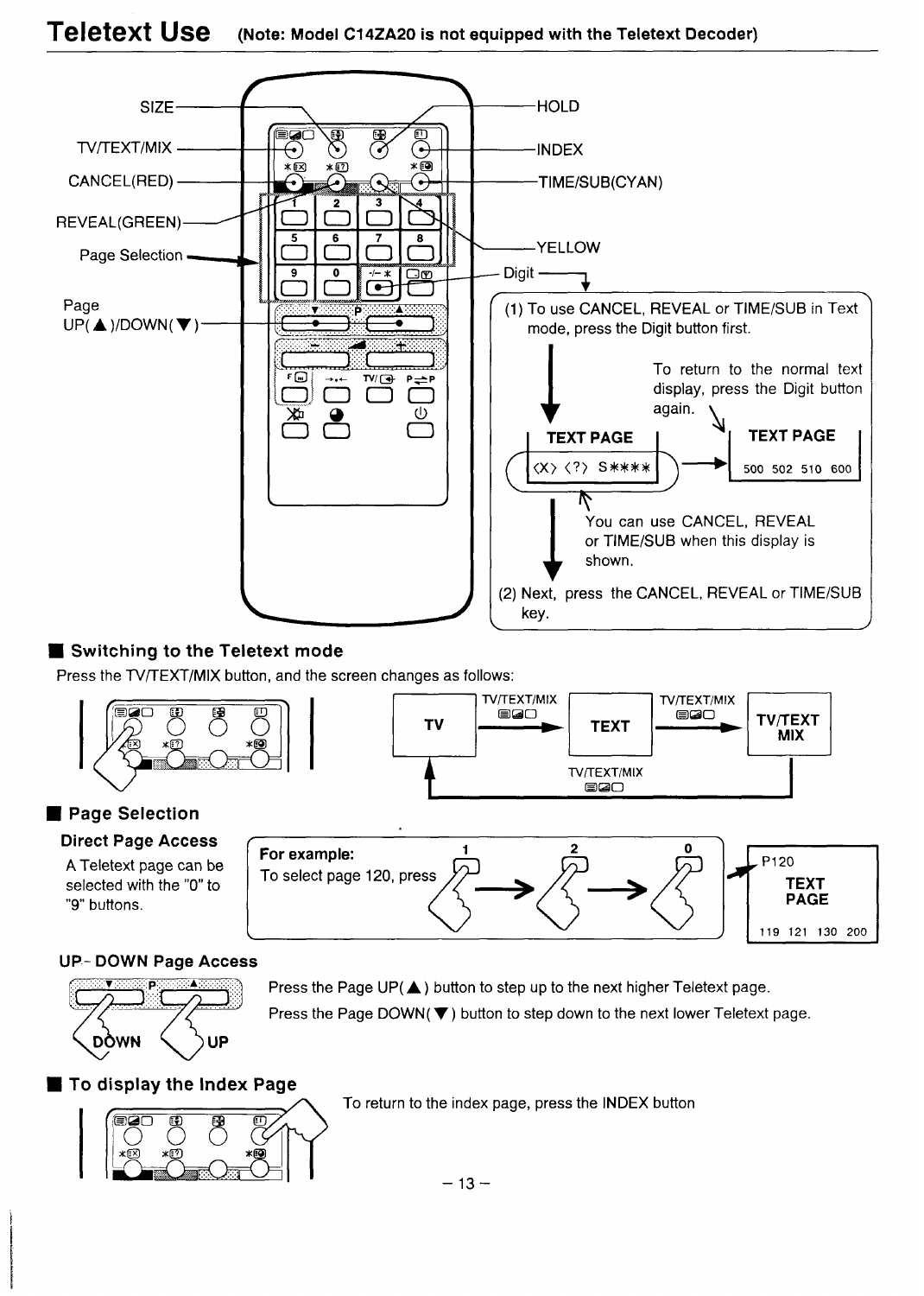# Teletext Use (Note: Model C14ZA20 is not equipped with the Teletext Decoder)

SIZE

TV/TEXT/MIX

CANCEL(RED)

REVEAL(GREEN)

Page Selection

Page UP(▲)/DOWN(▼)

HOLD

INDEX

TIME/SUB(CYAN)

YELLOW

Digit

(1) To use CANCEL, REVEAL or TIME/SUB in Text mode, press the Digit button first.

To return to the normal text display, press the Digit button again.

TEXT PAGE

<X> <?> S****

TEXT PAGE

500 502 510 600

You can use CANCEL, REVEAL or TIME/SUB when this display is shown.

(2) Next, press the CANCEL, REVEAL or TIME/SUB key.

## Switching to the Teletext mode

Press the TV/TEXT/MIX button, and the screen changes as follows:

TV → (TV/TEXT/MIX) → TEXT → (TV/TEXT/MIX) → TV/TEXT MIX → (TV/TEXT/MIX) → TV

## Page Selection

### Direct Page Access

A Teletext page can be selected with the "0" to "9" buttons.

**For example:**
To select page 120, press 1 → 2 → 0

P120
TEXT PAGE
119 121 130 200

### UP- DOWN Page Access

DOWN UP

Press the Page UP(▲) button to step up to the next higher Teletext page.

Press the Page DOWN(▼) button to step down to the next lower Teletext page.

## To display the Index Page

To return to the index page, press the INDEX button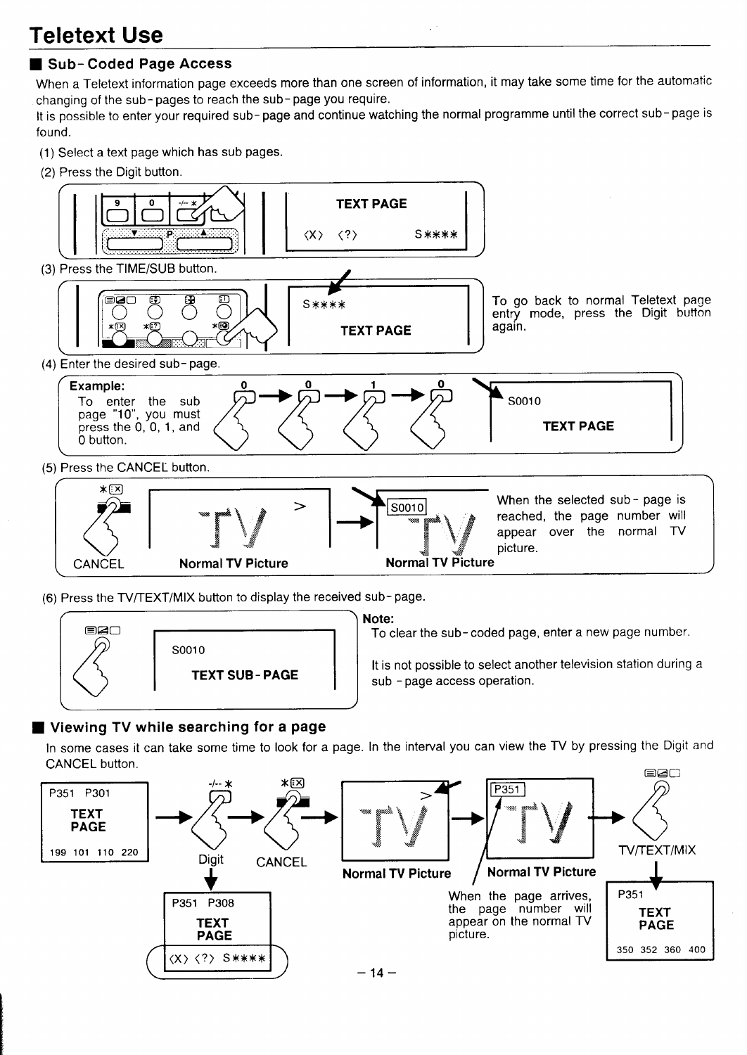# Teletext Use

## Sub-Coded Page Access

When a Teletext information page exceeds more than one screen of information, it may take some time for the automatic changing of the sub-pages to reach the sub-page you require.
It is possible to enter your required sub-page and continue watching the normal programme until the correct sub-page is found.

(1) Select a text page which has sub pages.

(2) Press the Digit button.

TEXT PAGE
‹X› ‹?› S****

(3) Press the TIME/SUB button.

S****
TEXT PAGE

To go back to normal Teletext page entry mode, press the Digit button again.

(4) Enter the desired sub-page.

**Example:**
To enter the sub page "10", you must press the 0, 0, 1, and 0 button.

0 → 0 → 1 → 0

S0010
TEXT PAGE

(5) Press the CANCEL button.

CANCEL

Normal TV Picture → S0010 Normal TV Picture

When the selected sub-page is reached, the page number will appear over the normal TV picture.

(6) Press the TV/TEXT/MIX button to display the received sub-page.

S0010
TEXT SUB-PAGE

**Note:**
To clear the sub-coded page, enter a new page number.

It is not possible to select another television station during a sub-page access operation.

## Viewing TV while searching for a page

In some cases it can take some time to look for a page. In the interval you can view the TV by pressing the Digit and CANCEL button.

P351 P301
TEXT PAGE
199 101 110 220

Digit → CANCEL

P351 P308
TEXT PAGE
‹X› ‹?› S****

Normal TV Picture → P351 Normal TV Picture

When the page arrives, the page number will appear on the normal TV picture.

TV/TEXT/MIX

P351
TEXT PAGE
350 352 360 400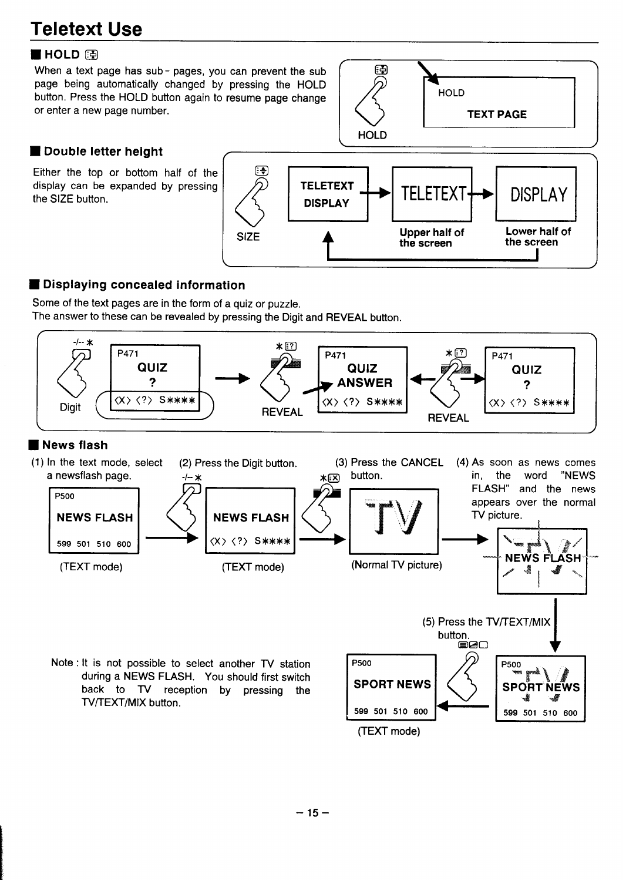# Teletext Use

## ■ HOLD

When a text page has sub-pages, you can prevent the sub page being automatically changed by pressing the HOLD button. Press the HOLD button again to resume page change or enter a new page number.

HOLD

HOLD
TEXT PAGE

## ■ Double letter height

Either the top or bottom half of the display can be expanded by pressing the SIZE button.

SIZE

TELETEXT DISPLAY → TELETEXT → DISPLAY

Upper half of the screen

Lower half of the screen

## ■ Displaying concealed information

Some of the text pages are in the form of a quiz or puzzle.
The answer to these can be revealed by pressing the Digit and REVEAL button.

-/-- *

Digit

P471
QUIZ
?
<X> <?> S****

REVEAL

P471
QUIZ
ANSWER
<X> <?> S****

REVEAL

P471
QUIZ
?
<X> <?> S****

## ■ News flash

(1) In the text mode, select a newsflash page.

P500
NEWS FLASH
599 501 510 600

(TEXT mode)

(2) Press the Digit button.

NEWS FLASH
<X> <?> S****

(TEXT mode)

(3) Press the CANCEL button.

TV

(Normal TV picture)

(4) As soon as news comes in, the word "NEWS FLASH" and the news appears over the normal TV picture.

NEWS FLASH

(5) Press the TV/TEXT/MIX button.

P500
SPORT NEWS
599 501 510 600

P500
SPORT NEWS
599 501 510 600

(TEXT mode)

Note : It is not possible to select another TV station during a NEWS FLASH. You should first switch back to TV reception by pressing the TV/TEXT/MIX button.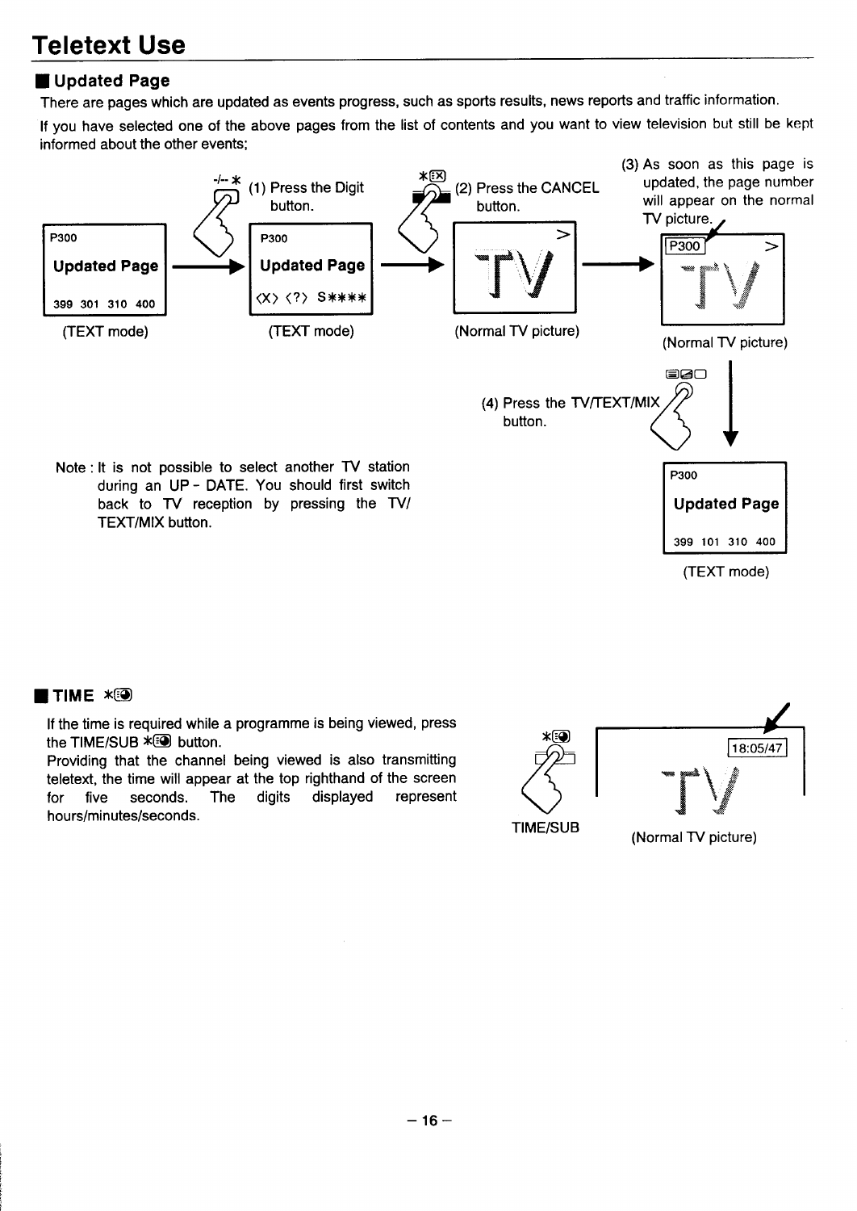# Teletext Use

## Updated Page

There are pages which are updated as events progress, such as sports results, news reports and traffic information.

If you have selected one of the above pages from the list of contents and you want to view television but still be kept informed about the other events;

P300
Updated Page
399 301 310 400
(TEXT mode)

(1) Press the Digit button.

P300
Updated Page
<X> <?> S****
(TEXT mode)

(2) Press the CANCEL button.

TV
(Normal TV picture)

(3) As soon as this page is updated, the page number will appear on the normal TV picture.

P300
TV
(Normal TV picture)

(4) Press the TV/TEXT/MIX button.

P300
Updated Page
399 101 310 400
(TEXT mode)

Note : It is not possible to select another TV station during an UP - DATE. You should first switch back to TV reception by pressing the TV/TEXT/MIX button.

## TIME

If the time is required while a programme is being viewed, press the TIME/SUB button.

Providing that the channel being viewed is also transmitting teletext, the time will appear at the top righthand of the screen for five seconds. The digits displayed represent hours/minutes/seconds.

TIME/SUB

18:05/47
TV
(Normal TV picture)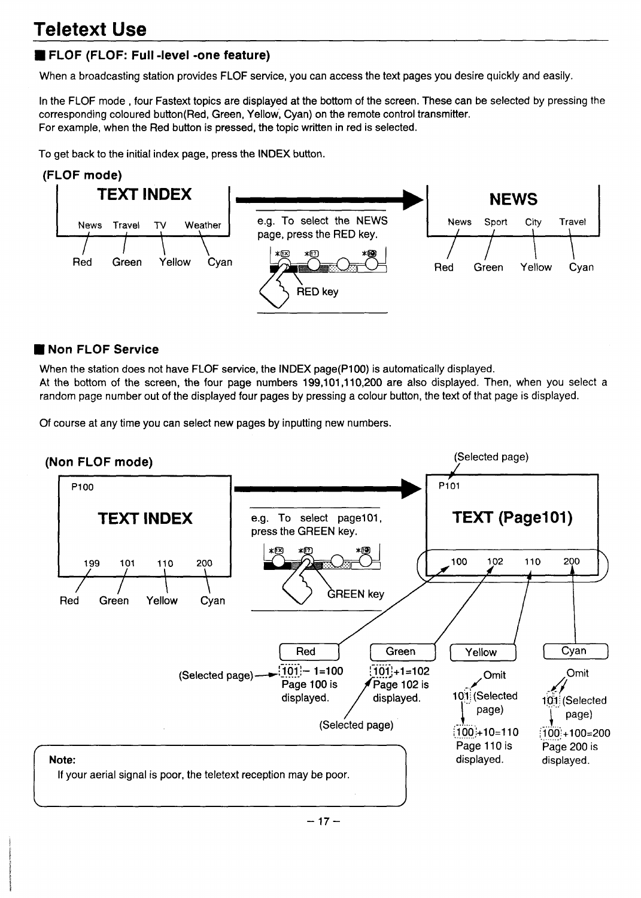# Teletext Use

## FLOF (FLOF: Full -level -one feature)

When a broadcasting station provides FLOF service, you can access the text pages you desire quickly and easily.

In the FLOF mode , four Fastext topics are displayed at the bottom of the screen. These can be selected by pressing the corresponding coloured button(Red, Green, Yellow, Cyan) on the remote control transmitter.
For example, when the Red button is pressed, the topic written in red is selected.

To get back to the initial index page, press the INDEX button.

### (FLOF mode)

**TEXT INDEX**

News Travel TV Weather

Red Green Yellow Cyan

e.g. To select the NEWS page, press the RED key.

RED key

**NEWS**

News Sport City Travel

Red Green Yellow Cyan

## Non FLOF Service

When the station does not have FLOF service, the INDEX page(P100) is automatically displayed.
At the bottom of the screen, the four page numbers 199,101,110,200 are also displayed. Then, when you select a random page number out of the displayed four pages by pressing a colour button, the text of that page is displayed.

Of course at any time you can select new pages by inputting new numbers.

### (Non FLOF mode)

P100

**TEXT INDEX**

199 101 110 200

Red Green Yellow Cyan

e.g. To select page101, press the GREEN key.

GREEN key

(Selected page)

P101

**TEXT (Page101)**

100 102 110 200

| Red | Green | Yellow | Cyan |
|---|---|---|---|
| (Selected page) 101 − 1=100<br>Page 100 is displayed. | 101+1=102<br>Page 102 is displayed.<br>(Selected page) | Omit<br>101 (Selected page)<br>100+10=110<br>Page 110 is displayed. | Omit<br>101 (Selected page)<br>100+100=200<br>Page 200 is displayed. |

**Note:**
If your aerial signal is poor, the teletext reception may be poor.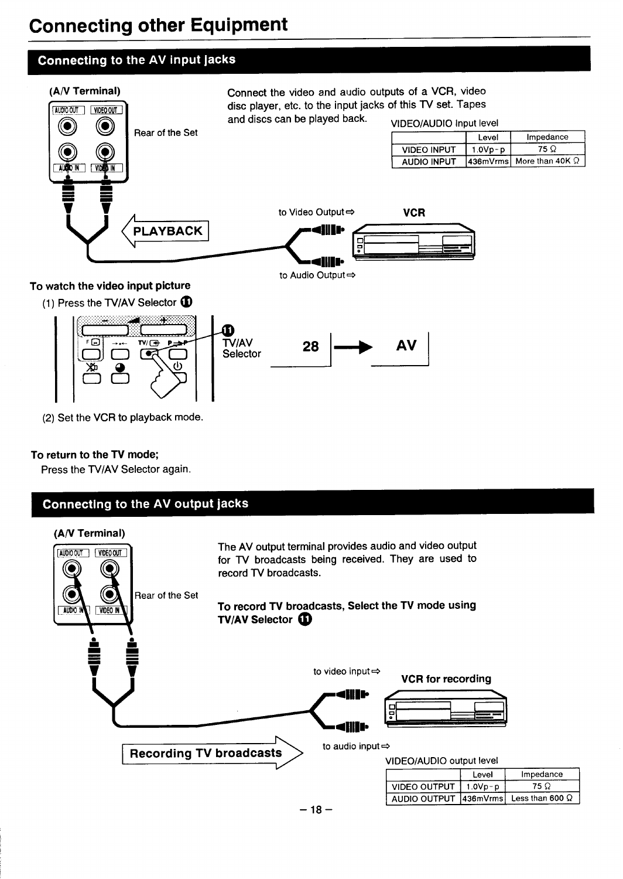# Connecting other Equipment

## Connecting to the AV input jacks

**(A/V Terminal)**

Rear of the Set

PLAYBACK

Connect the video and audio outputs of a VCR, video disc player, etc. to the input jacks of this TV set. Tapes and discs can be played back.

VIDEO/AUDIO Input level

| | Level | Impedance |
|---|---|---|
| VIDEO INPUT | 1.0Vp-p | 75 Ω |
| AUDIO INPUT | 436mVrms | More than 40K Ω |

to Video Output⇨ **VCR**

to Audio Output⇨

**To watch the video input picture**

(1) Press the TV/AV Selector ⑪

⑪ TV/AV Selector

28 ⟶ AV

(2) Set the VCR to playback mode.

**To return to the TV mode;**

Press the TV/AV Selector again.

## Connecting to the AV output jacks

**(A/V Terminal)**

Rear of the Set

The AV output terminal provides audio and video output for TV broadcasts being received. They are used to record TV broadcasts.

**To record TV broadcasts, Select the TV mode using TV/AV Selector ⑪**

to video input⇨ **VCR for recording**

to audio input⇨

Recording TV broadcasts

VIDEO/AUDIO output level

| | Level | Impedance |
|---|---|---|
| VIDEO OUTPUT | 1.0Vp-p | 75 Ω |
| AUDIO OUTPUT | 436mVrms | Less than 600 Ω |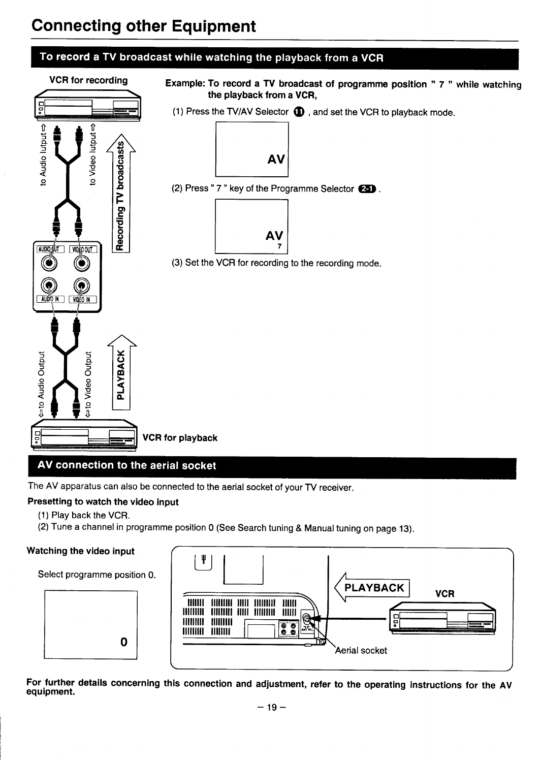# Connecting other Equipment

## To record a TV broadcast while watching the playback from a VCR

VCR for recording

**Example: To record a TV broadcast of programme position " 7 " while watching the playback from a VCR,**

(1) Press the TV/AV Selector ⑪ , and set the VCR to playback mode.

AV

(2) Press " 7 " key of the Programme Selector 2-1 .

AV
7

(3) Set the VCR for recording to the recording mode.

VCR for playback

## AV connection to the aerial socket

The AV apparatus can also be connected to the aerial socket of your TV receiver.

**Presetting to watch the video input**

(1) Play back the VCR.
(2) Tune a channel in programme position 0 (See Search tuning & Manual tuning on page 13).

**Watching the video input**

Select programme position 0.

0

**For further details concerning this connection and adjustment, refer to the operating instructions for the AV equipment.**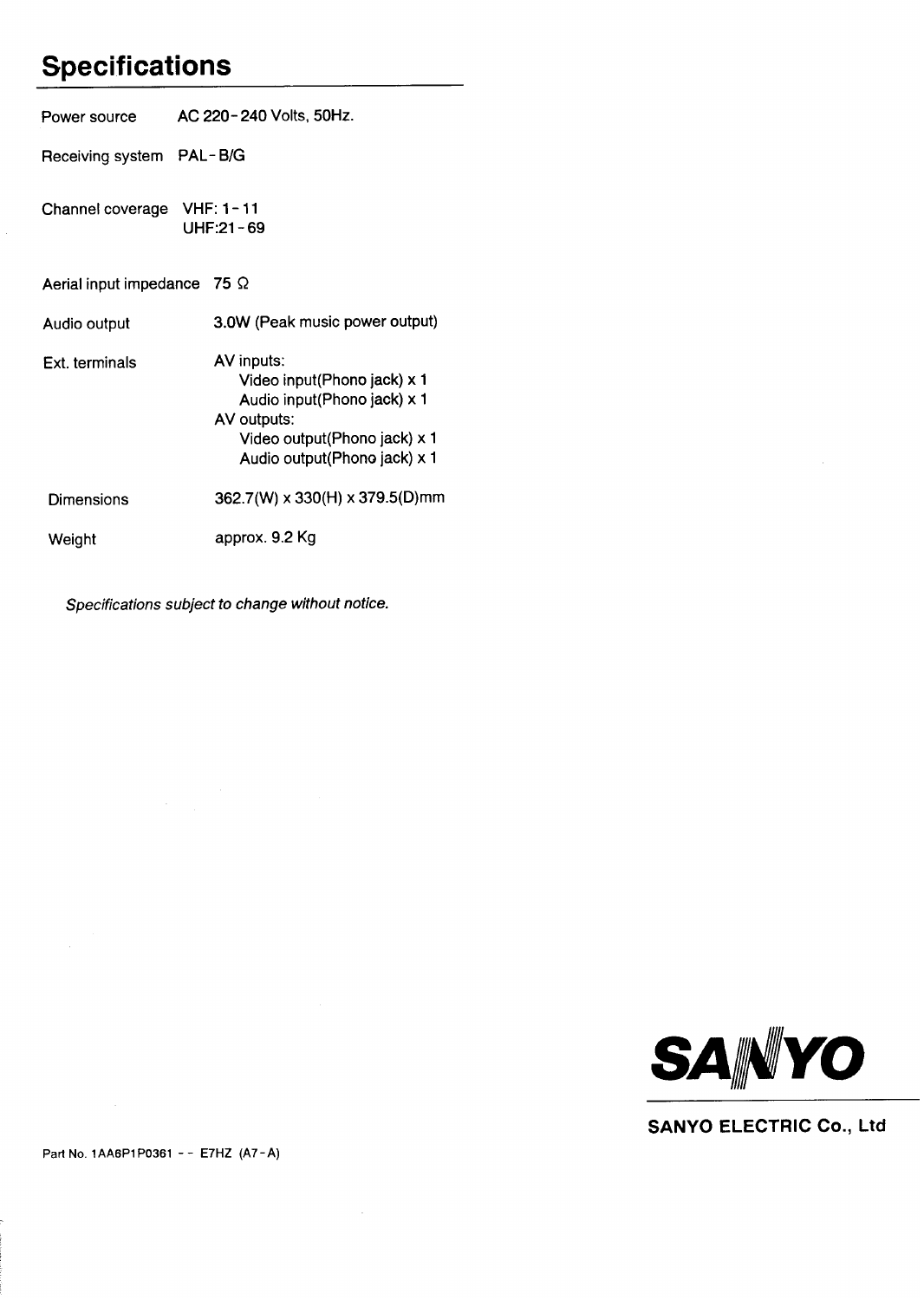# Specifications

| | |
|---|---|
| Power source | AC 220-240 Volts, 50Hz. |
| Receiving system | PAL-B/G |
| Channel coverage | VHF: 1-11<br>UHF:21-69 |
| Aerial input impedance | 75 Ω |
| Audio output | 3.0W (Peak music power output) |
| Ext. terminals | AV inputs:<br>Video input(Phono jack) x 1<br>Audio input(Phono jack) x 1<br>AV outputs:<br>Video output(Phono jack) x 1<br>Audio output(Phono jack) x 1 |
| Dimensions | 362.7(W) x 330(H) x 379.5(D)mm |
| Weight | approx. 9.2 Kg |

*Specifications subject to change without notice.*

SANYO

**SANYO ELECTRIC Co., Ltd**

Part No. 1AA6P1P0361 -- E7HZ (A7-A)